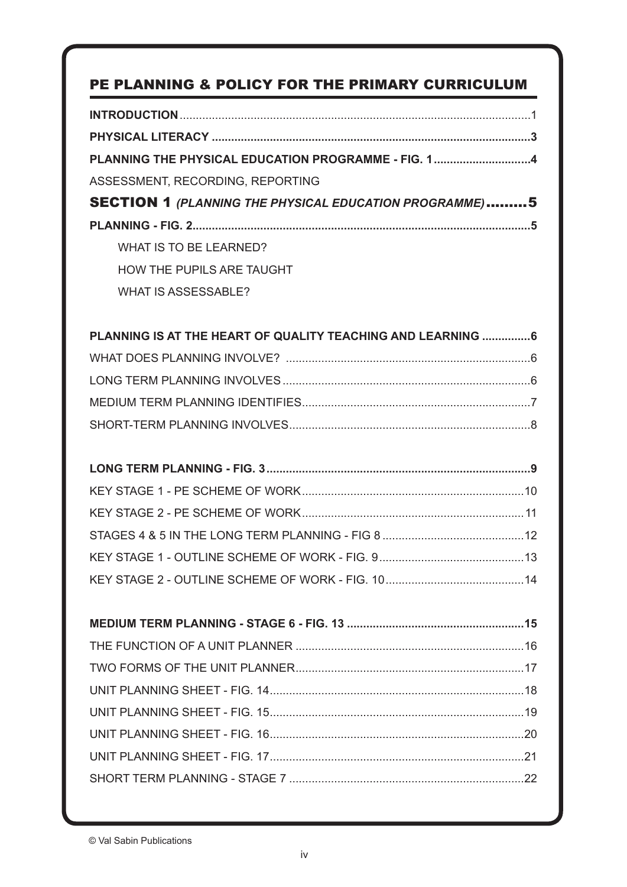## PE PLANNING & POLICY FOR THE PRIMARY CURRICULUM

**INTRODUCTION** ........................................................................ 1

**PHYSICAL LITERACY** ........................................................................ 3

**PLANNING THE PHYSICAL EDUCATION PROGRAMME - FIG. 1** .............................. 4

ASSESSMENT, RECORDING, REPORTING

### SECTION 1 *(PLANNING THE PHYSICAL EDUCATION PROGRAMME)* .........5

**PLANNING - FIG. 2** ........................................................................ 5

- WHAT IS TO BE LEARNED?
- HOW THE PUPILS ARE TAUGHT
- WHAT IS ASSESSABLE?

**PLANNING IS AT THE HEART OF QUALITY TEACHING AND LEARNING** ............... 6

WHAT DOES PLANNING INVOLVE? ........................................................................ 6

LONG TERM PLANNING INVOLVES ........................................................................ 6

MEDIUM TERM PLANNING IDENTIFIES ........................................................................ 7

SHORT-TERM PLANNING INVOLVES ........................................................................ 8

**LONG TERM PLANNING - FIG. 3** ........................................................................ 9

KEY STAGE 1 - PE SCHEME OF WORK ........................................................................ 10

KEY STAGE 2 - PE SCHEME OF WORK ........................................................................ 11

STAGES 4 & 5 IN THE LONG TERM PLANNING - FIG 8 ............................................ 12

KEY STAGE 1 - OUTLINE SCHEME OF WORK - FIG. 9 ............................................ 13

KEY STAGE 2 - OUTLINE SCHEME OF WORK - FIG. 10 ............................................ 14

**MEDIUM TERM PLANNING - STAGE 6 - FIG. 13** ...................................................... 15

THE FUNCTION OF A UNIT PLANNER ........................................................................ 16

TWO FORMS OF THE UNIT PLANNER ........................................................................ 17

UNIT PLANNING SHEET - FIG. 14 ........................................................................ 18

UNIT PLANNING SHEET - FIG. 15 ........................................................................ 19

UNIT PLANNING SHEET - FIG. 16 ........................................................................ 20

UNIT PLANNING SHEET - FIG. 17 ........................................................................ 21

SHORT TERM PLANNING - STAGE 7 ........................................................................ 22

© Val Sabin Publications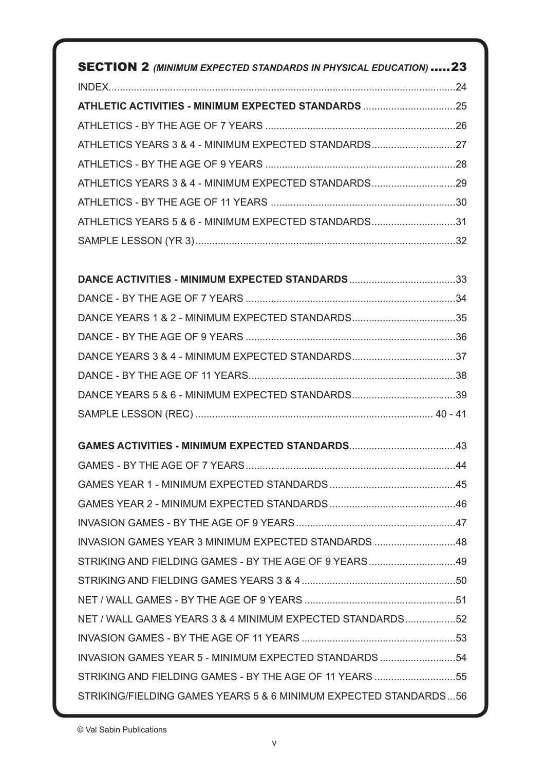## SECTION 2 *(MINIMUM EXPECTED STANDARDS IN PHYSICAL EDUCATION)* .....23

| | |
|---|---|
| INDEX | 24 |
| **ATHLETIC ACTIVITIES - MINIMUM EXPECTED STANDARDS** | 25 |
| ATHLETICS - BY THE AGE OF 7 YEARS | 26 |
| ATHLETICS YEARS 3 & 4 - MINIMUM EXPECTED STANDARDS | 27 |
| ATHLETICS - BY THE AGE OF 9 YEARS | 28 |
| ATHLETICS YEARS 3 & 4 - MINIMUM EXPECTED STANDARDS | 29 |
| ATHLETICS - BY THE AGE OF 11 YEARS | 30 |
| ATHLETICS YEARS 5 & 6 - MINIMUM EXPECTED STANDARDS | 31 |
| SAMPLE LESSON (YR 3) | 32 |
| | |
| **DANCE ACTIVITIES - MINIMUM EXPECTED STANDARDS** | 33 |
| DANCE - BY THE AGE OF 7 YEARS | 34 |
| DANCE YEARS 1 & 2 - MINIMUM EXPECTED STANDARDS | 35 |
| DANCE - BY THE AGE OF 9 YEARS | 36 |
| DANCE YEARS 3 & 4 - MINIMUM EXPECTED STANDARDS | 37 |
| DANCE - BY THE AGE OF 11 YEARS | 38 |
| DANCE YEARS 5 & 6 - MINIMUM EXPECTED STANDARDS | 39 |
| SAMPLE LESSON (REC) | 40 - 41 |
| | |
| **GAMES ACTIVITIES - MINIMUM EXPECTED STANDARDS** | 43 |
| GAMES - BY THE AGE OF 7 YEARS | 44 |
| GAMES YEAR 1 - MINIMUM EXPECTED STANDARDS | 45 |
| GAMES YEAR 2 - MINIMUM EXPECTED STANDARDS | 46 |
| INVASION GAMES - BY THE AGE OF 9 YEARS | 47 |
| INVASION GAMES YEAR 3 MINIMUM EXPECTED STANDARDS | 48 |
| STRIKING AND FIELDING GAMES - BY THE AGE OF 9 YEARS | 49 |
| STRIKING AND FIELDING GAMES YEARS 3 & 4 | 50 |
| NET / WALL GAMES - BY THE AGE OF 9 YEARS | 51 |
| NET / WALL GAMES YEARS 3 & 4 MINIMUM EXPECTED STANDARDS | 52 |
| INVASION GAMES - BY THE AGE OF 11 YEARS | 53 |
| INVASION GAMES YEAR 5 - MINIMUM EXPECTED STANDARDS | 54 |
| STRIKING AND FIELDING GAMES - BY THE AGE OF 11 YEARS | 55 |
| STRIKING/FIELDING GAMES YEARS 5 & 6 MINIMUM EXPECTED STANDARDS | 56 |

© Val Sabin Publications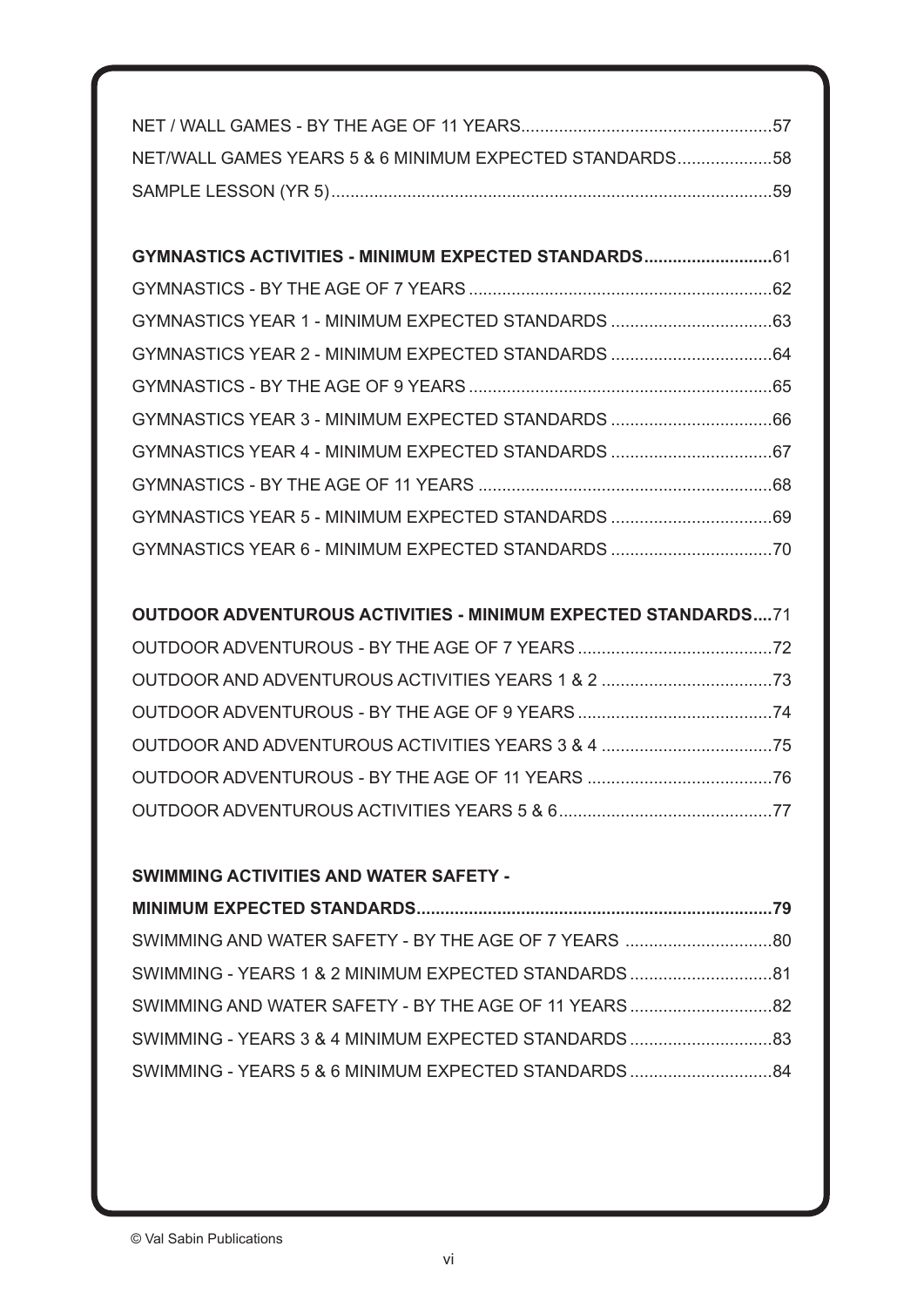NET / WALL GAMES - BY THE AGE OF 11 YEARS....................................................57
NET/WALL GAMES YEARS 5 & 6 MINIMUM EXPECTED STANDARDS....................58
SAMPLE LESSON (YR 5)............................................................................................59

**GYMNASTICS ACTIVITIES - MINIMUM EXPECTED STANDARDS...........................**61
GYMNASTICS - BY THE AGE OF 7 YEARS...............................................................62
GYMNASTICS YEAR 1 - MINIMUM EXPECTED STANDARDS..................................63
GYMNASTICS YEAR 2 - MINIMUM EXPECTED STANDARDS..................................64
GYMNASTICS - BY THE AGE OF 9 YEARS...............................................................65
GYMNASTICS YEAR 3 - MINIMUM EXPECTED STANDARDS..................................66
GYMNASTICS YEAR 4 - MINIMUM EXPECTED STANDARDS..................................67
GYMNASTICS - BY THE AGE OF 11 YEARS.............................................................68
GYMNASTICS YEAR 5 - MINIMUM EXPECTED STANDARDS..................................69
GYMNASTICS YEAR 6 - MINIMUM EXPECTED STANDARDS..................................70

**OUTDOOR ADVENTUROUS ACTIVITIES - MINIMUM EXPECTED STANDARDS....**71
OUTDOOR ADVENTUROUS - BY THE AGE OF 7 YEARS.........................................72
OUTDOOR AND ADVENTUROUS ACTIVITIES YEARS 1 & 2....................................73
OUTDOOR ADVENTUROUS - BY THE AGE OF 9 YEARS.........................................74
OUTDOOR AND ADVENTUROUS ACTIVITIES YEARS 3 & 4....................................75
OUTDOOR ADVENTUROUS - BY THE AGE OF 11 YEARS.......................................76
OUTDOOR ADVENTUROUS ACTIVITIES YEARS 5 & 6.............................................77

**SWIMMING ACTIVITIES AND WATER SAFETY -**
**MINIMUM EXPECTED STANDARDS..........................................................................79**
SWIMMING AND WATER SAFETY - BY THE AGE OF 7 YEARS...............................80
SWIMMING - YEARS 1 & 2 MINIMUM EXPECTED STANDARDS..............................81
SWIMMING AND WATER SAFETY - BY THE AGE OF 11 YEARS..............................82
SWIMMING - YEARS 3 & 4 MINIMUM EXPECTED STANDARDS..............................83
SWIMMING - YEARS 5 & 6 MINIMUM EXPECTED STANDARDS..............................84

© Val Sabin Publications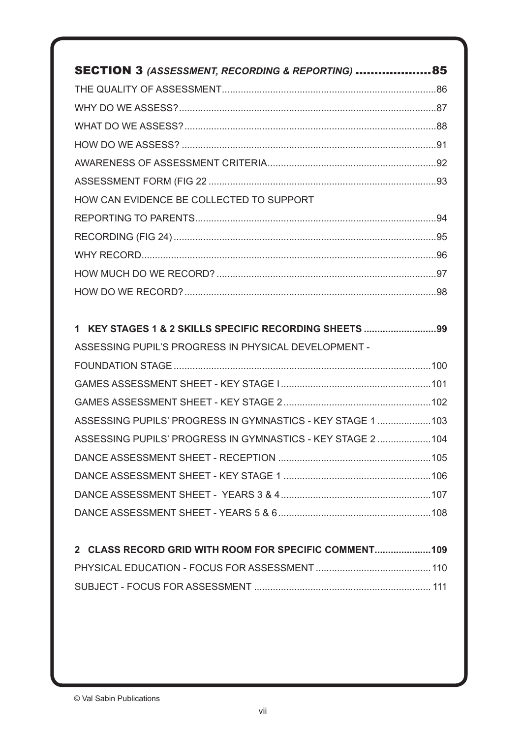## SECTION 3 *(ASSESSMENT, RECORDING & REPORTING)* ....................85

THE QUALITY OF ASSESSMENT....................86
WHY DO WE ASSESS?....................87
WHAT DO WE ASSESS?....................88
HOW DO WE ASSESS? ....................91
AWARENESS OF ASSESSMENT CRITERIA....................92
ASSESSMENT FORM (FIG 22 ....................93
HOW CAN EVIDENCE BE COLLECTED TO SUPPORT
REPORTING TO PARENTS....................94
RECORDING (FIG 24) ....................95
WHY RECORD....................96
HOW MUCH DO WE RECORD? ....................97
HOW DO WE RECORD?....................98

**1 KEY STAGES 1 & 2 SKILLS SPECIFIC RECORDING SHEETS ....................99**

ASSESSING PUPIL'S PROGRESS IN PHYSICAL DEVELOPMENT -
FOUNDATION STAGE ....................100
GAMES ASSESSMENT SHEET - KEY STAGE I....................101
GAMES ASSESSMENT SHEET - KEY STAGE 2....................102
ASSESSING PUPILS' PROGRESS IN GYMNASTICS - KEY STAGE 1 ....................103
ASSESSING PUPILS' PROGRESS IN GYMNASTICS - KEY STAGE 2 ....................104
DANCE ASSESSMENT SHEET - RECEPTION ....................105
DANCE ASSESSMENT SHEET - KEY STAGE 1 ....................106
DANCE ASSESSMENT SHEET - YEARS 3 & 4....................107
DANCE ASSESSMENT SHEET - YEARS 5 & 6....................108

**2 CLASS RECORD GRID WITH ROOM FOR SPECIFIC COMMENT....................109**

PHYSICAL EDUCATION - FOCUS FOR ASSESSMENT ....................110
SUBJECT - FOCUS FOR ASSESSMENT ....................111

© Val Sabin Publications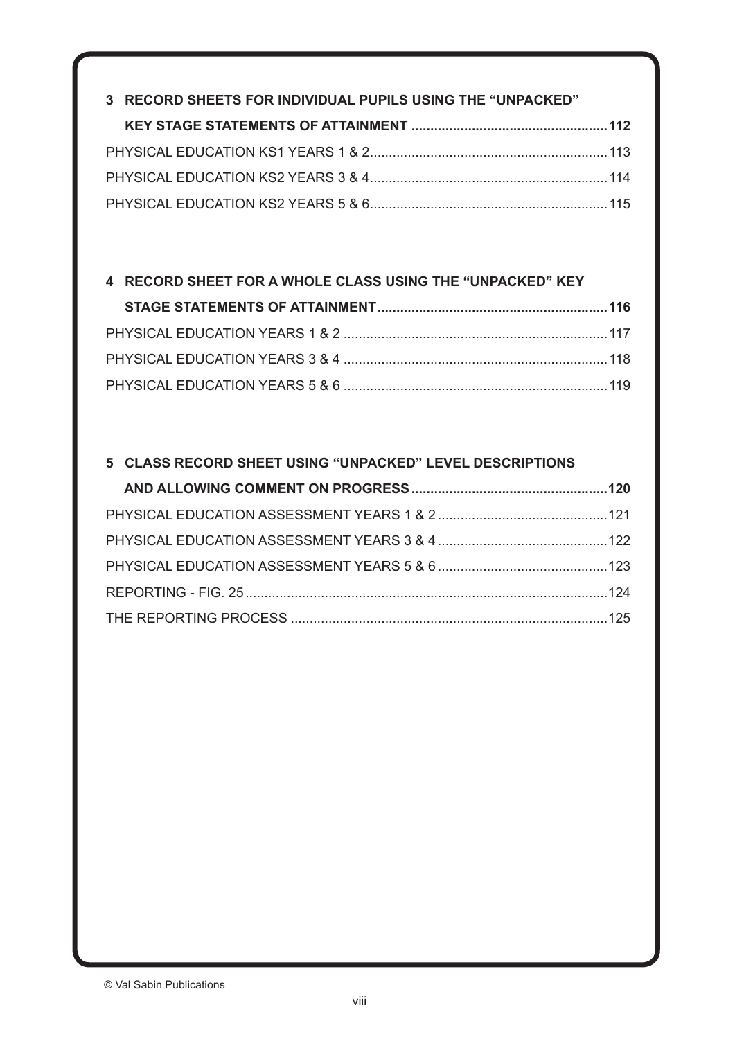**3 RECORD SHEETS FOR INDIVIDUAL PUPILS USING THE "UNPACKED" KEY STAGE STATEMENTS OF ATTAINMENT .......... 112**

PHYSICAL EDUCATION KS1 YEARS 1 & 2 .......... 113

PHYSICAL EDUCATION KS2 YEARS 3 & 4 .......... 114

PHYSICAL EDUCATION KS2 YEARS 5 & 6 .......... 115

**4 RECORD SHEET FOR A WHOLE CLASS USING THE "UNPACKED" KEY STAGE STATEMENTS OF ATTAINMENT .......... 116**

PHYSICAL EDUCATION YEARS 1 & 2 .......... 117

PHYSICAL EDUCATION YEARS 3 & 4 .......... 118

PHYSICAL EDUCATION YEARS 5 & 6 .......... 119

**5 CLASS RECORD SHEET USING "UNPACKED" LEVEL DESCRIPTIONS AND ALLOWING COMMENT ON PROGRESS .......... 120**

PHYSICAL EDUCATION ASSESSMENT YEARS 1 & 2 .......... 121

PHYSICAL EDUCATION ASSESSMENT YEARS 3 & 4 .......... 122

PHYSICAL EDUCATION ASSESSMENT YEARS 5 & 6 .......... 123

REPORTING - FIG. 25 .......... 124

THE REPORTING PROCESS .......... 125

© Val Sabin Publications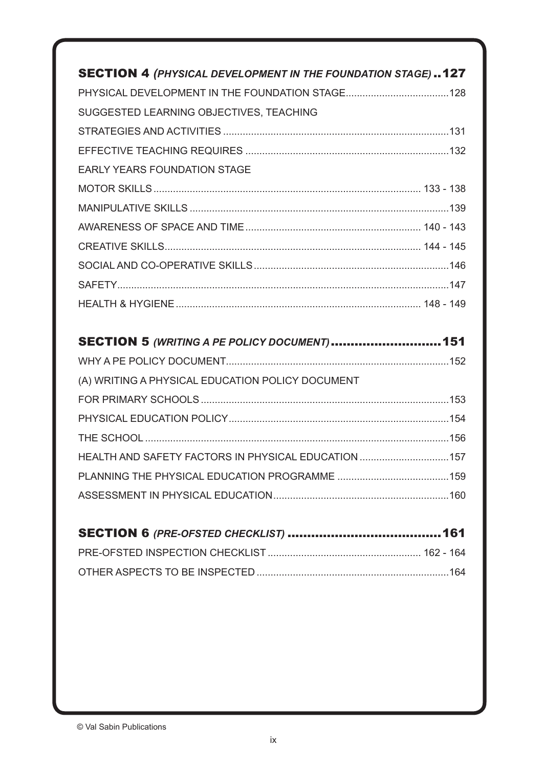## SECTION 4 *(PHYSICAL DEVELOPMENT IN THE FOUNDATION STAGE)* ..127

PHYSICAL DEVELOPMENT IN THE FOUNDATION STAGE....................................128

SUGGESTED LEARNING OBJECTIVES, TEACHING

STRATEGIES AND ACTIVITIES ................................................................................131

EFFECTIVE TEACHING REQUIRES ........................................................................132

EARLY YEARS FOUNDATION STAGE

MOTOR SKILLS .............................................................................................. 133 - 138

MANIPULATIVE SKILLS ............................................................................................139

AWARENESS OF SPACE AND TIME ............................................................. 140 - 143

CREATIVE SKILLS........................................................................................... 144 - 145

SOCIAL AND CO-OPERATIVE SKILLS.....................................................................146

SAFETY......................................................................................................................147

HEALTH & HYGIENE ....................................................................................... 148 - 149

## SECTION 5 *(WRITING A PE POLICY DOCUMENT)* ............................151

WHY A PE POLICY DOCUMENT................................................................................152

(A) WRITING A PHYSICAL EDUCATION POLICY DOCUMENT

FOR PRIMARY SCHOOLS ........................................................................................153

PHYSICAL EDUCATION POLICY..............................................................................154

THE SCHOOL ............................................................................................................156

HEALTH AND SAFETY FACTORS IN PHYSICAL EDUCATION ...............................157

PLANNING THE PHYSICAL EDUCATION PROGRAMME ........................................159

ASSESSMENT IN PHYSICAL EDUCATION..............................................................160

## SECTION 6 *(PRE-OFSTED CHECKLIST)* .......................................161

PRE-OFSTED INSPECTION CHECKLIST ...................................................... 162 - 164

OTHER ASPECTS TO BE INSPECTED ....................................................................164

© Val Sabin Publications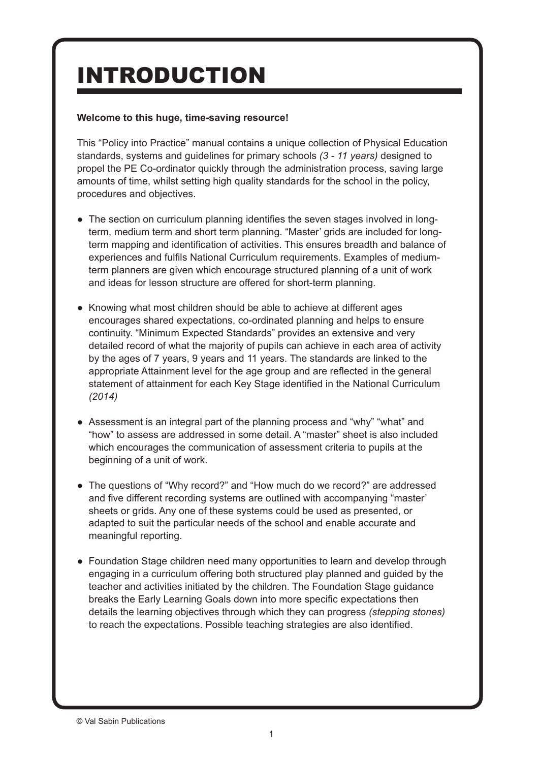# INTRODUCTION

**Welcome to this huge, time-saving resource!**

This "Policy into Practice" manual contains a unique collection of Physical Education standards, systems and guidelines for primary schools *(3 - 11 years)* designed to propel the PE Co-ordinator quickly through the administration process, saving large amounts of time, whilst setting high quality standards for the school in the policy, procedures and objectives.

- The section on curriculum planning identifies the seven stages involved in long-term, medium term and short term planning. "Master' grids are included for long-term mapping and identification of activities. This ensures breadth and balance of experiences and fulfils National Curriculum requirements. Examples of medium-term planners are given which encourage structured planning of a unit of work and ideas for lesson structure are offered for short-term planning.

- Knowing what most children should be able to achieve at different ages encourages shared expectations, co-ordinated planning and helps to ensure continuity. "Minimum Expected Standards" provides an extensive and very detailed record of what the majority of pupils can achieve in each area of activity by the ages of 7 years, 9 years and 11 years. The standards are linked to the appropriate Attainment level for the age group and are reflected in the general statement of attainment for each Key Stage identified in the National Curriculum *(2014)*

- Assessment is an integral part of the planning process and "why" "what" and "how" to assess are addressed in some detail. A "master" sheet is also included which encourages the communication of assessment criteria to pupils at the beginning of a unit of work.

- The questions of "Why record?" and "How much do we record?" are addressed and five different recording systems are outlined with accompanying "master' sheets or grids. Any one of these systems could be used as presented, or adapted to suit the particular needs of the school and enable accurate and meaningful reporting.

- Foundation Stage children need many opportunities to learn and develop through engaging in a curriculum offering both structured play planned and guided by the teacher and activities initiated by the children. The Foundation Stage guidance breaks the Early Learning Goals down into more specific expectations then details the learning objectives through which they can progress *(stepping stones)* to reach the expectations. Possible teaching strategies are also identified.

© Val Sabin Publications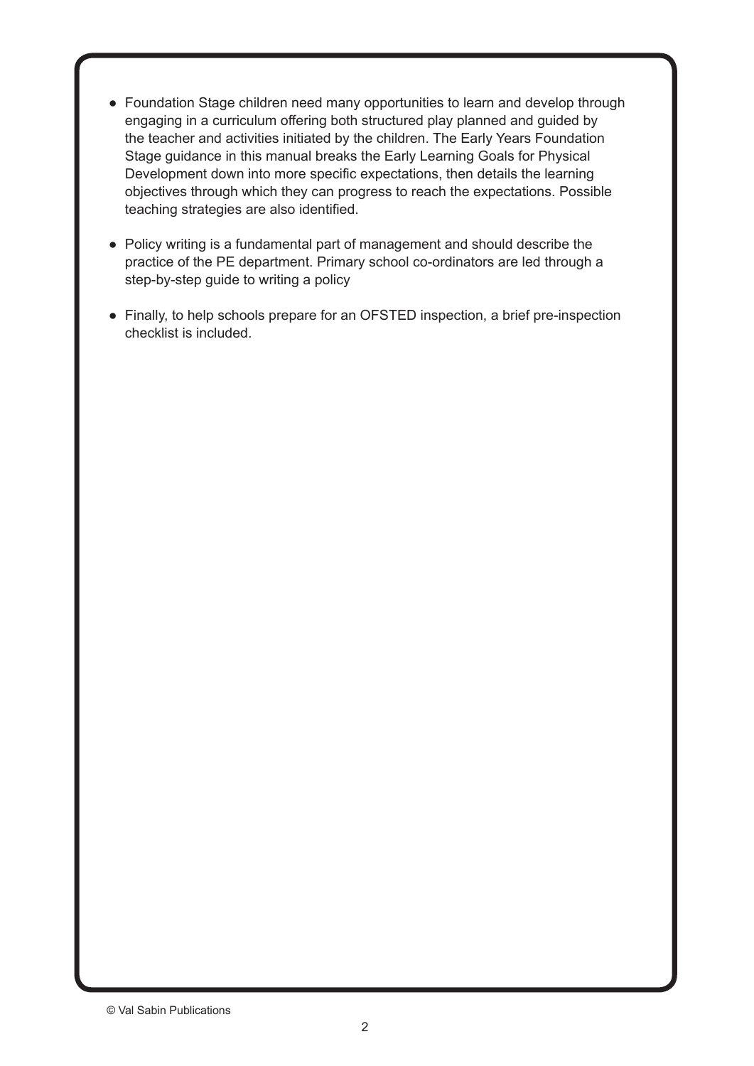- Foundation Stage children need many opportunities to learn and develop through engaging in a curriculum offering both structured play planned and guided by the teacher and activities initiated by the children. The Early Years Foundation Stage guidance in this manual breaks the Early Learning Goals for Physical Development down into more specific expectations, then details the learning objectives through which they can progress to reach the expectations. Possible teaching strategies are also identified.

- Policy writing is a fundamental part of management and should describe the practice of the PE department. Primary school co-ordinators are led through a step-by-step guide to writing a policy

- Finally, to help schools prepare for an OFSTED inspection, a brief pre-inspection checklist is included.

© Val Sabin Publications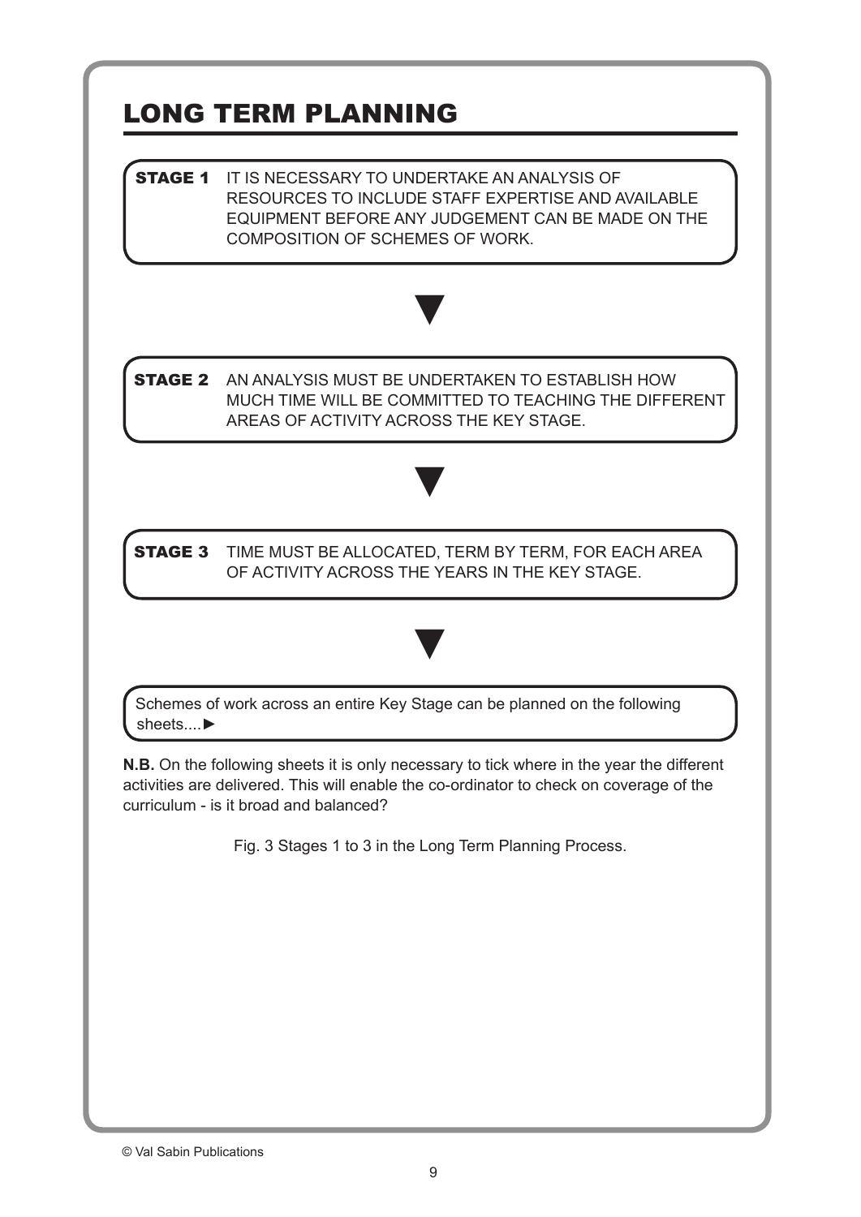# LONG TERM PLANNING

**STAGE 1** IT IS NECESSARY TO UNDERTAKE AN ANALYSIS OF RESOURCES TO INCLUDE STAFF EXPERTISE AND AVAILABLE EQUIPMENT BEFORE ANY JUDGEMENT CAN BE MADE ON THE COMPOSITION OF SCHEMES OF WORK.

▼

**STAGE 2** AN ANALYSIS MUST BE UNDERTAKEN TO ESTABLISH HOW MUCH TIME WILL BE COMMITTED TO TEACHING THE DIFFERENT AREAS OF ACTIVITY ACROSS THE KEY STAGE.

▼

**STAGE 3** TIME MUST BE ALLOCATED, TERM BY TERM, FOR EACH AREA OF ACTIVITY ACROSS THE YEARS IN THE KEY STAGE.

▼

Schemes of work across an entire Key Stage can be planned on the following sheets....►

**N.B.** On the following sheets it is only necessary to tick where in the year the different activities are delivered. This will enable the co-ordinator to check on coverage of the curriculum - is it broad and balanced?

Fig. 3 Stages 1 to 3 in the Long Term Planning Process.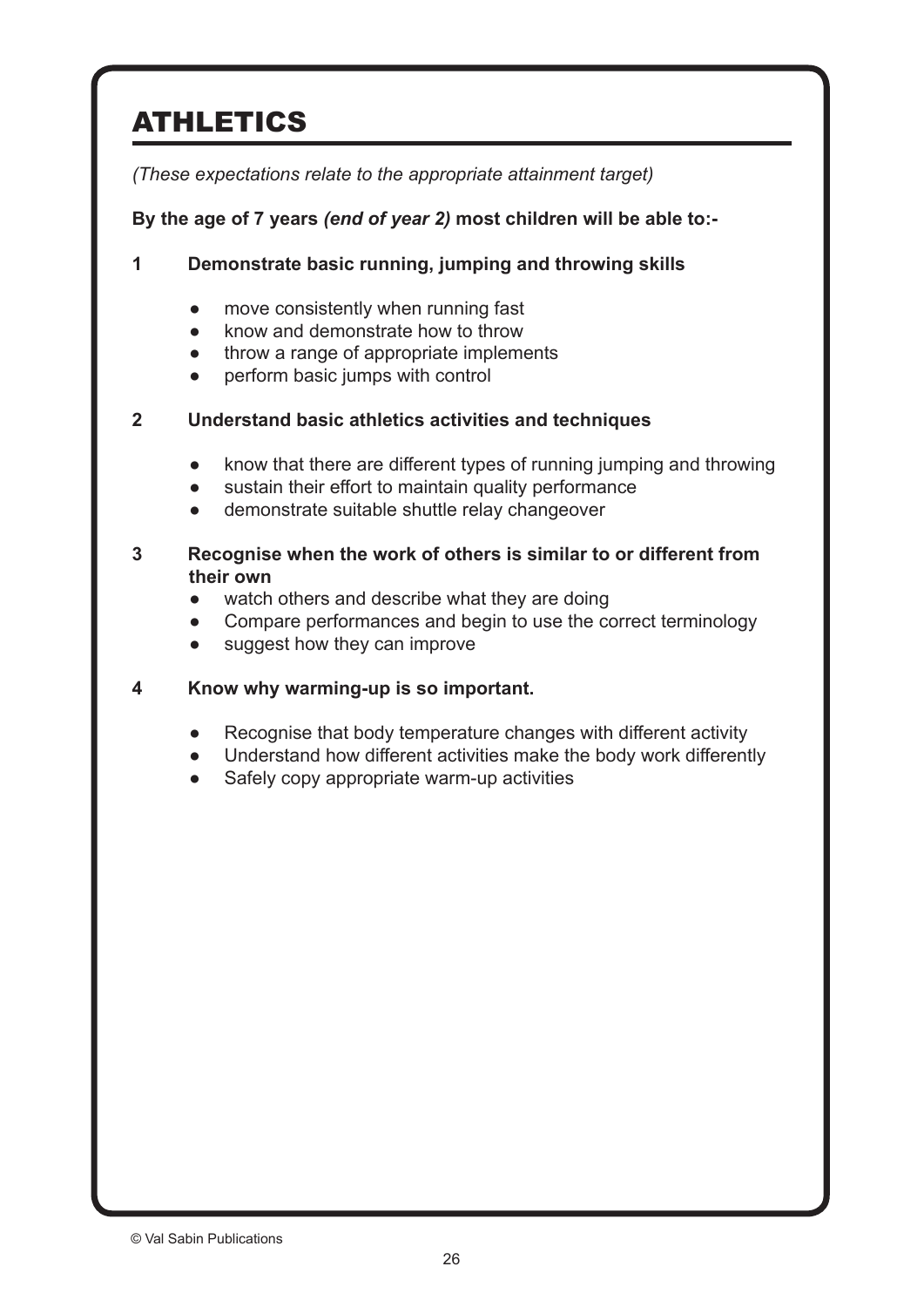# ATHLETICS

*(These expectations relate to the appropriate attainment target)*

**By the age of 7 years *(end of year 2)* most children will be able to:-**

**1 Demonstrate basic running, jumping and throwing skills**

- move consistently when running fast
- know and demonstrate how to throw
- throw a range of appropriate implements
- perform basic jumps with control

**2 Understand basic athletics activities and techniques**

- know that there are different types of running jumping and throwing
- sustain their effort to maintain quality performance
- demonstrate suitable shuttle relay changeover

**3 Recognise when the work of others is similar to or different from their own**

- watch others and describe what they are doing
- Compare performances and begin to use the correct terminology
- suggest how they can improve

**4 Know why warming-up is so important.**

- Recognise that body temperature changes with different activity
- Understand how different activities make the body work differently
- Safely copy appropriate warm-up activities

© Val Sabin Publications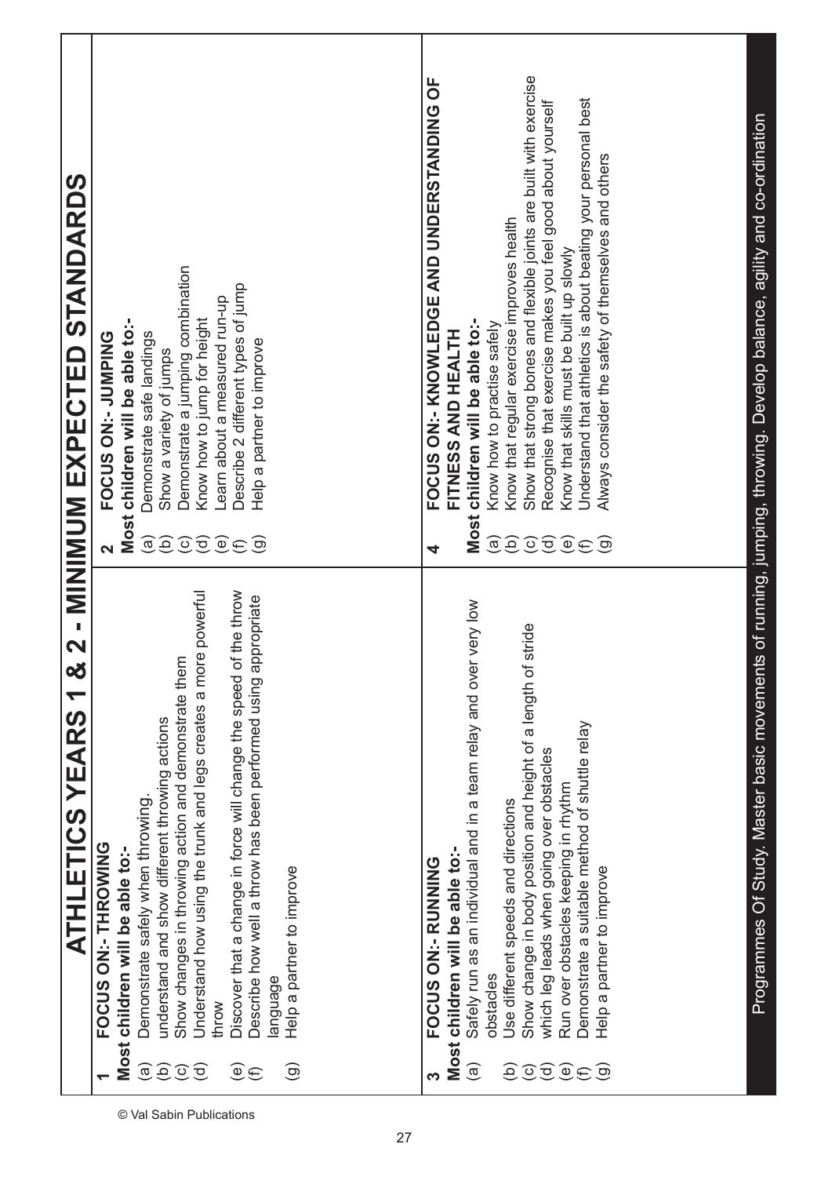# ATHLETICS YEARS 1 & 2 - MINIMUM EXPECTED STANDARDS

## 1 FOCUS ON:- THROWING

**Most children will be able to:-**

(a) Demonstrate safely when throwing.
(b) understand and show different throwing actions
(c) Show changes in throwing action and demonstrate them
(d) Understand how using the trunk and legs creates a more powerful throw
(e) Discover that a change in force will change the speed of the throw
(f) Describe how well a throw has been performed using appropriate language
(g) Help a partner to improve

## 2 FOCUS ON:- JUMPING

**Most children will be able to:-**

(a) Demonstrate safe landings
(b) Show a variety of jumps
(c) Demonstrate a jumping combination
(d) Know how to jump for height
(e) Learn about a measured run-up
(f) Describe 2 different types of jump
(g) Help a partner to improve

## 3 FOCUS ON:- RUNNING

**Most children will be able to:-**

(a) Safely run as an individual and in a team relay and over very low obstacles
(b) Use different speeds and directions
(c) Show change in body position and height of a length of stride
(d) which leg leads when going over obstacles
(e) Run over obstacles keeping in rhythm
(f) Demonstrate a suitable method of shuttle relay
(g) Help a partner to improve

## 4 FOCUS ON:- KNOWLEDGE AND UNDERSTANDING OF FITNESS AND HEALTH

**Most children will be able to:-**

(a) Know how to practise safely
(b) Know that regular exercise improves health
(c) Show that strong bones and flexible joints are built with exercise
(d) Recognise that exercise makes you feel good about yourself
(e) Know that skills must be built up slowly
(f) Understand that athletics is about beating your personal best
(g) Always consider the safety of themselves and others

Programmes Of Study. Master basic movements of running, jumping, throwing. Develop balance, agility and co-ordination

© Val Sabin Publications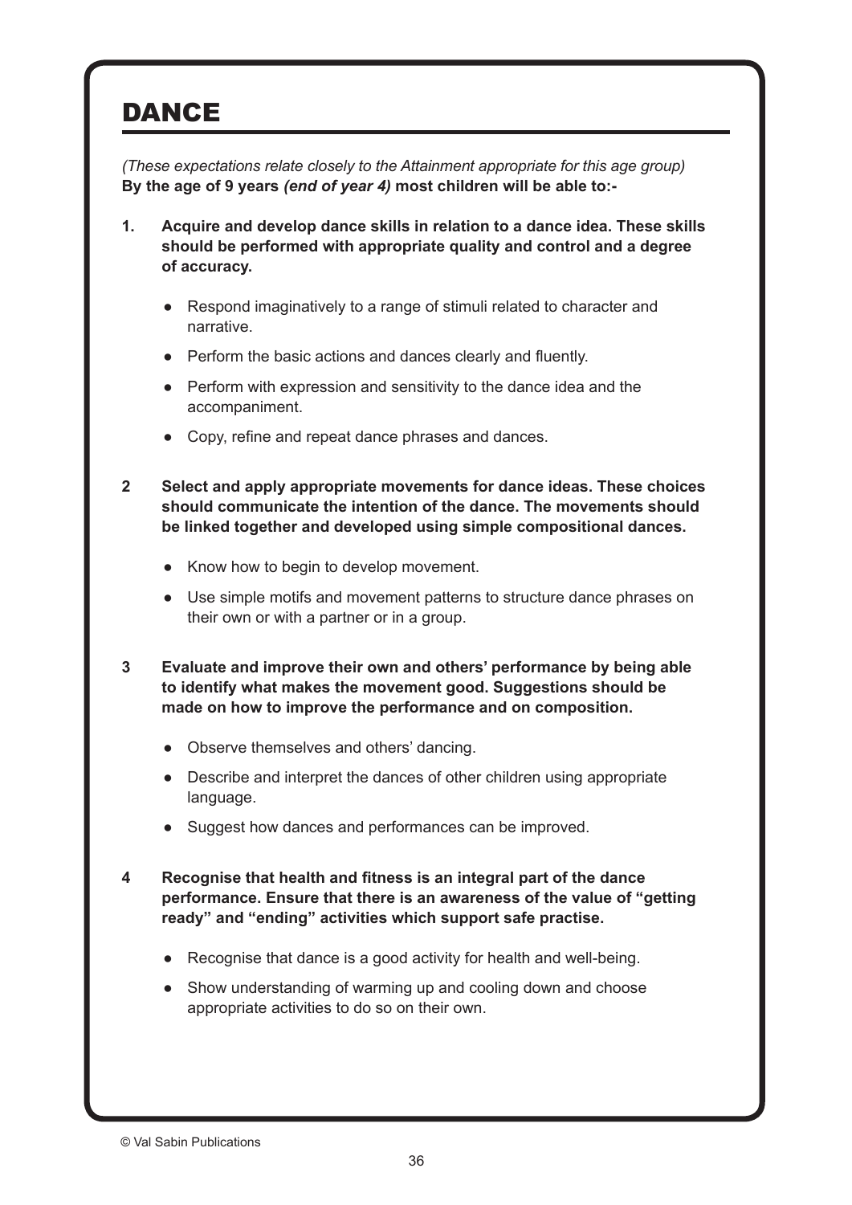# DANCE

*(These expectations relate closely to the Attainment appropriate for this age group)*
**By the age of 9 years *(end of year 4)* most children will be able to:-**

**1. Acquire and develop dance skills in relation to a dance idea. These skills should be performed with appropriate quality and control and a degree of accuracy.**

- Respond imaginatively to a range of stimuli related to character and narrative.
- Perform the basic actions and dances clearly and fluently.
- Perform with expression and sensitivity to the dance idea and the accompaniment.
- Copy, refine and repeat dance phrases and dances.

**2 Select and apply appropriate movements for dance ideas. These choices should communicate the intention of the dance. The movements should be linked together and developed using simple compositional dances.**

- Know how to begin to develop movement.
- Use simple motifs and movement patterns to structure dance phrases on their own or with a partner or in a group.

**3 Evaluate and improve their own and others' performance by being able to identify what makes the movement good. Suggestions should be made on how to improve the performance and on composition.**

- Observe themselves and others' dancing.
- Describe and interpret the dances of other children using appropriate language.
- Suggest how dances and performances can be improved.

**4 Recognise that health and fitness is an integral part of the dance performance. Ensure that there is an awareness of the value of "getting ready" and "ending" activities which support safe practise.**

- Recognise that dance is a good activity for health and well-being.
- Show understanding of warming up and cooling down and choose appropriate activities to do so on their own.

© Val Sabin Publications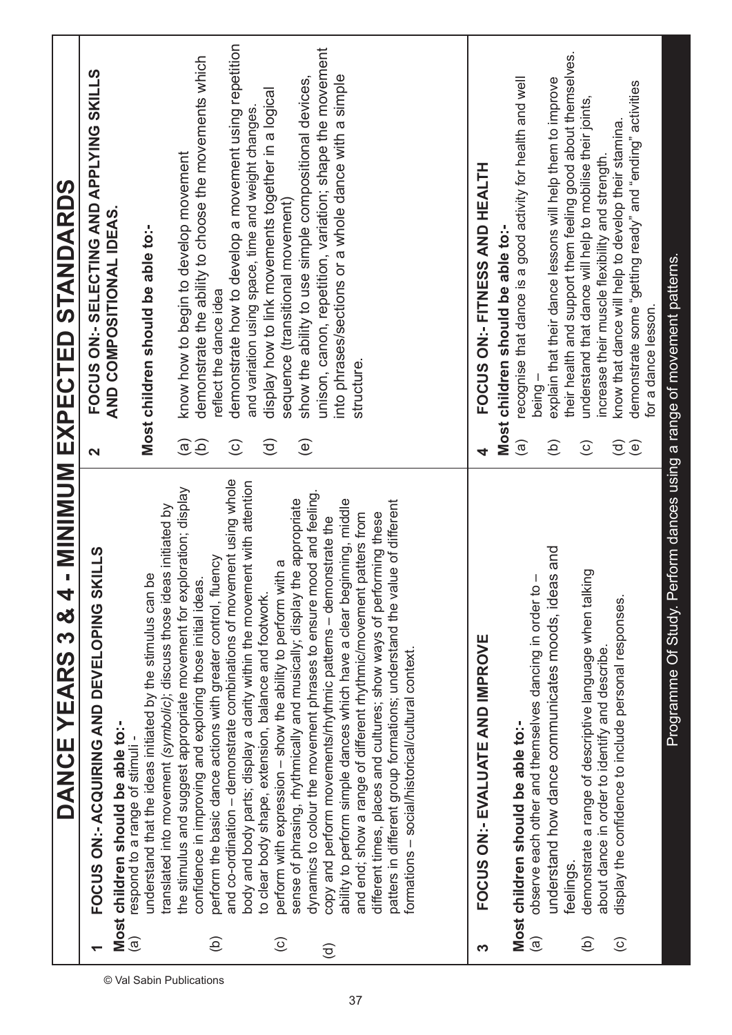# DANCE YEARS 3 & 4 - MINIMUM EXPECTED STANDARDS

**1 FOCUS ON:- ACQUIRING AND DEVELOPING SKILLS**

**Most children should be able to:-**

(a) respond to a range of stimuli - understand that the ideas initiated by the stimulus can be translated into movement (*symbolic*); discuss those ideas initiated by the stimulus and suggest appropriate movement for exploration; display confidence in improving and exploring those initial ideas.

(b) perform the basic dance actions with greater control, fluency and co-ordination – demonstrate combinations of movement using whole body and body parts; display a clarity within the movement with attention to clear body shape, extension, balance and footwork.

(c) perform with expression – show the ability to perform with a sense of phrasing, rhythmically and musically; display the appropriate dynamics to colour the movement phrases to ensure mood and feeling.

(d) copy and perform movements/rhythmic patterns – demonstrate the ability to perform simple dances which have a clear beginning, middle and end; show a range of different rhythmic/movement patters from different times, places and cultures; show ways of performing these patters in different group formations; understand the value of different formations – social/historical/cultural context.

**2 FOCUS ON:- SELECTING AND APPLYING SKILLS AND COMPOSITIONAL IDEAS.**

**Most children should be able to:-**

(a) know how to begin to develop movement
(b) demonstrate the ability to choose the movements which reflect the dance idea
(c) demonstrate how to develop a movement using repetition and variation using space, time and weight changes.
(d) display how to link movements together in a logical sequence (transitional movement)
(e) show the ability to use simple compositional devices, unison, canon, repetition, variation; shape the movement into phrases/sections or a whole dance with a simple structure.

**3 FOCUS ON:- EVALUATE AND IMPROVE**

**Most children should be able to:-**

(a) observe each other and themselves dancing in order to – understand how dance communicates moods, ideas and feelings.
(b) demonstrate a range of descriptive language when talking about dance in order to identify and describe.
(c) display the confidence to include personal responses.

**4 FOCUS ON:- FITNESS AND HEALTH**

**Most children should be able to:-**

(a) recognise that dance is a good activity for health and well being –
(b) explain that their dance lessons will help them to improve their health and support them feeling good about themselves.
(c) understand that dance will help to mobilise their joints, increase their muscle flexibility and strength.
(d) know that dance will help to develop their stamina.
(e) demonstrate some "getting ready" and "ending" activities for a dance lesson.

Programme Of Study. Perform dances using a range of movement patterns.

© Val Sabin Publications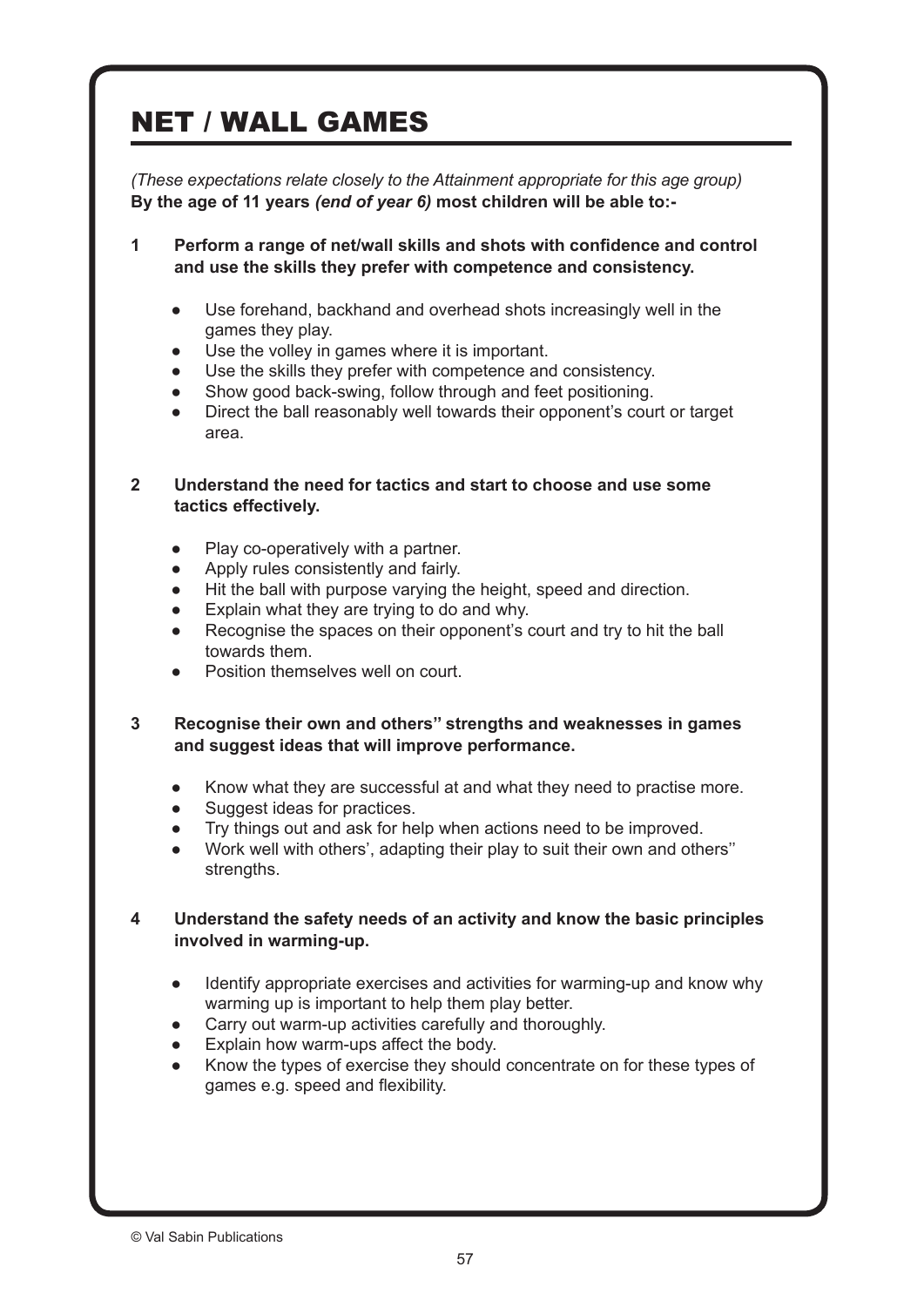# NET / WALL GAMES

*(These expectations relate closely to the Attainment appropriate for this age group)*
**By the age of 11 years *(end of year 6)* most children will be able to:-**

**1 Perform a range of net/wall skills and shots with confidence and control and use the skills they prefer with competence and consistency.**

- Use forehand, backhand and overhead shots increasingly well in the games they play.
- Use the volley in games where it is important.
- Use the skills they prefer with competence and consistency.
- Show good back-swing, follow through and feet positioning.
- Direct the ball reasonably well towards their opponent's court or target area.

**2 Understand the need for tactics and start to choose and use some tactics effectively.**

- Play co-operatively with a partner.
- Apply rules consistently and fairly.
- Hit the ball with purpose varying the height, speed and direction.
- Explain what they are trying to do and why.
- Recognise the spaces on their opponent's court and try to hit the ball towards them.
- Position themselves well on court.

**3 Recognise their own and others'' strengths and weaknesses in games and suggest ideas that will improve performance.**

- Know what they are successful at and what they need to practise more.
- Suggest ideas for practices.
- Try things out and ask for help when actions need to be improved.
- Work well with others', adapting their play to suit their own and others'' strengths.

**4 Understand the safety needs of an activity and know the basic principles involved in warming-up.**

- Identify appropriate exercises and activities for warming-up and know why warming up is important to help them play better.
- Carry out warm-up activities carefully and thoroughly.
- Explain how warm-ups affect the body.
- Know the types of exercise they should concentrate on for these types of games e.g. speed and flexibility.

© Val Sabin Publications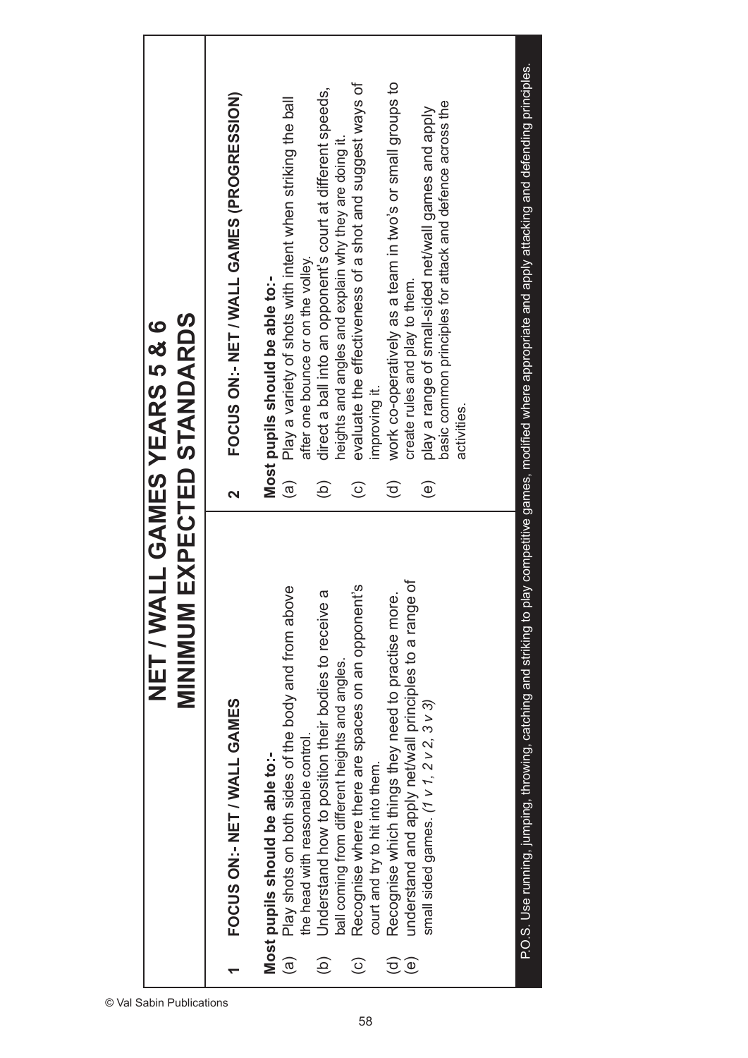# NET / WALL GAMES YEARS 5 & 6
## MINIMUM EXPECTED STANDARDS

| 1 FOCUS ON:- NET / WALL GAMES | 2 FOCUS ON:- NET / WALL GAMES (PROGRESSION) |
|---|---|
| **Most pupils should be able to:-**<br>(a) Play shots on both sides of the body and from above the head with reasonable control.<br>(b) Understand how to position their bodies to receive a ball coming from different heights and angles.<br>(c) Recognise where there are spaces on an opponent's court and try to hit into them.<br>(d) Recognise which things they need to practise more.<br>(e) understand and apply net/wall principles to a range of small sided games. *(1 v 1, 2 v 2, 3 v 3)* | **Most pupils should be able to:-**<br>(a) Play a variety of shots with intent when striking the ball after one bounce or on the volley.<br>(b) direct a ball into an opponent's court at different speeds, heights and angles and explain why they are doing it.<br>(c) evaluate the effectiveness of a shot and suggest ways of improving it.<br>(d) work co-operatively as a team in two's or small groups to create rules and play to them.<br>(e) play a range of small-sided net/wall games and apply basic common principles for attack and defence across the activities. |

P.O.S. Use running, jumping, throwing, catching and striking to play competitive games, modified where appropriate and apply attacking and defending principles.

© Val Sabin Publications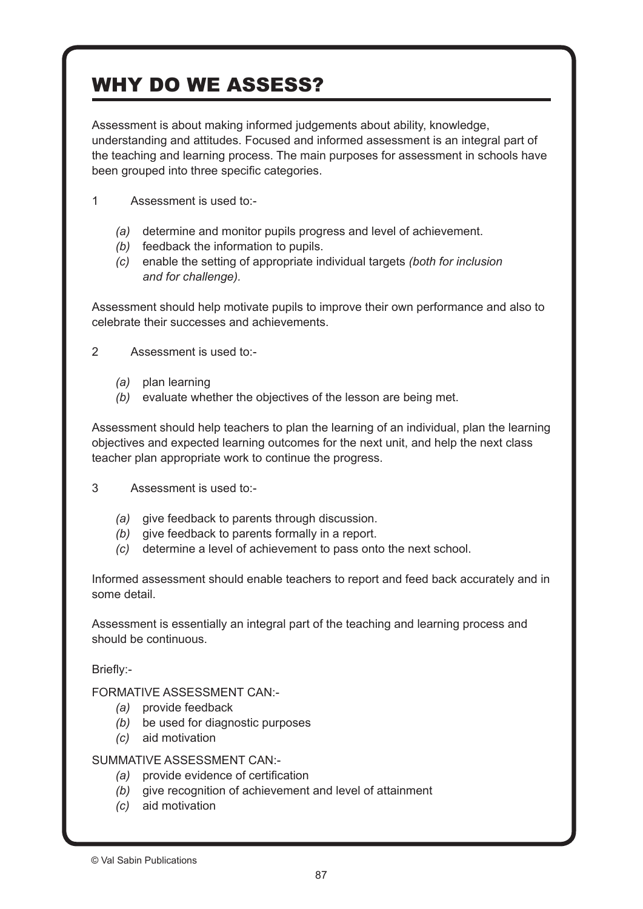# WHY DO WE ASSESS?

Assessment is about making informed judgements about ability, knowledge, understanding and attitudes. Focused and informed assessment is an integral part of the teaching and learning process. The main purposes for assessment in schools have been grouped into three specific categories.

1 Assessment is used to:-

- *(a)* determine and monitor pupils progress and level of achievement.
- *(b)* feedback the information to pupils.
- *(c)* enable the setting of appropriate individual targets *(both for inclusion and for challenge)*.

Assessment should help motivate pupils to improve their own performance and also to celebrate their successes and achievements.

2 Assessment is used to:-

- *(a)* plan learning
- *(b)* evaluate whether the objectives of the lesson are being met.

Assessment should help teachers to plan the learning of an individual, plan the learning objectives and expected learning outcomes for the next unit, and help the next class teacher plan appropriate work to continue the progress.

3 Assessment is used to:-

- *(a)* give feedback to parents through discussion.
- *(b)* give feedback to parents formally in a report.
- *(c)* determine a level of achievement to pass onto the next school.

Informed assessment should enable teachers to report and feed back accurately and in some detail.

Assessment is essentially an integral part of the teaching and learning process and should be continuous.

Briefly:-

FORMATIVE ASSESSMENT CAN:-

- *(a)* provide feedback
- *(b)* be used for diagnostic purposes
- *(c)* aid motivation

SUMMATIVE ASSESSMENT CAN:-

- *(a)* provide evidence of certification
- *(b)* give recognition of achievement and level of attainment
- *(c)* aid motivation

© Val Sabin Publications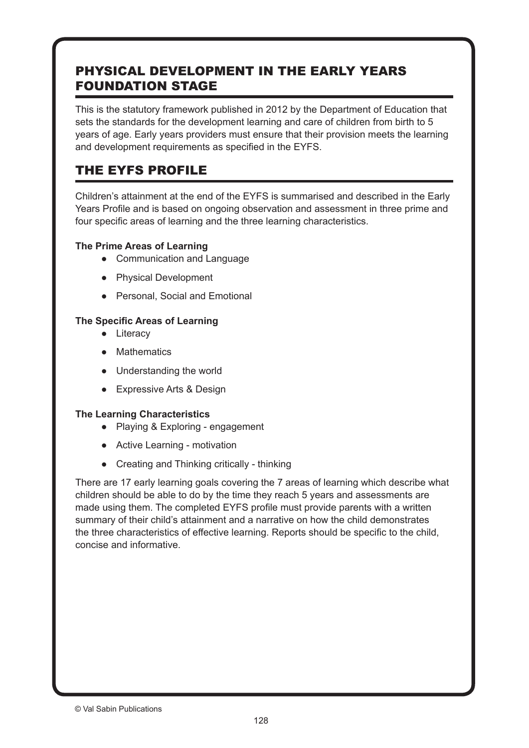## PHYSICAL DEVELOPMENT IN THE EARLY YEARS FOUNDATION STAGE

This is the statutory framework published in 2012 by the Department of Education that sets the standards for the development learning and care of children from birth to 5 years of age. Early years providers must ensure that their provision meets the learning and development requirements as specified in the EYFS.

## THE EYFS PROFILE

Children's attainment at the end of the EYFS is summarised and described in the Early Years Profile and is based on ongoing observation and assessment in three prime and four specific areas of learning and the three learning characteristics.

**The Prime Areas of Learning**

- Communication and Language
- Physical Development
- Personal, Social and Emotional

**The Specific Areas of Learning**

- Literacy
- Mathematics
- Understanding the world
- Expressive Arts & Design

**The Learning Characteristics**

- Playing & Exploring - engagement
- Active Learning - motivation
- Creating and Thinking critically - thinking

There are 17 early learning goals covering the 7 areas of learning which describe what children should be able to do by the time they reach 5 years and assessments are made using them. The completed EYFS profile must provide parents with a written summary of their child's attainment and a narrative on how the child demonstrates the three characteristics of effective learning. Reports should be specific to the child, concise and informative.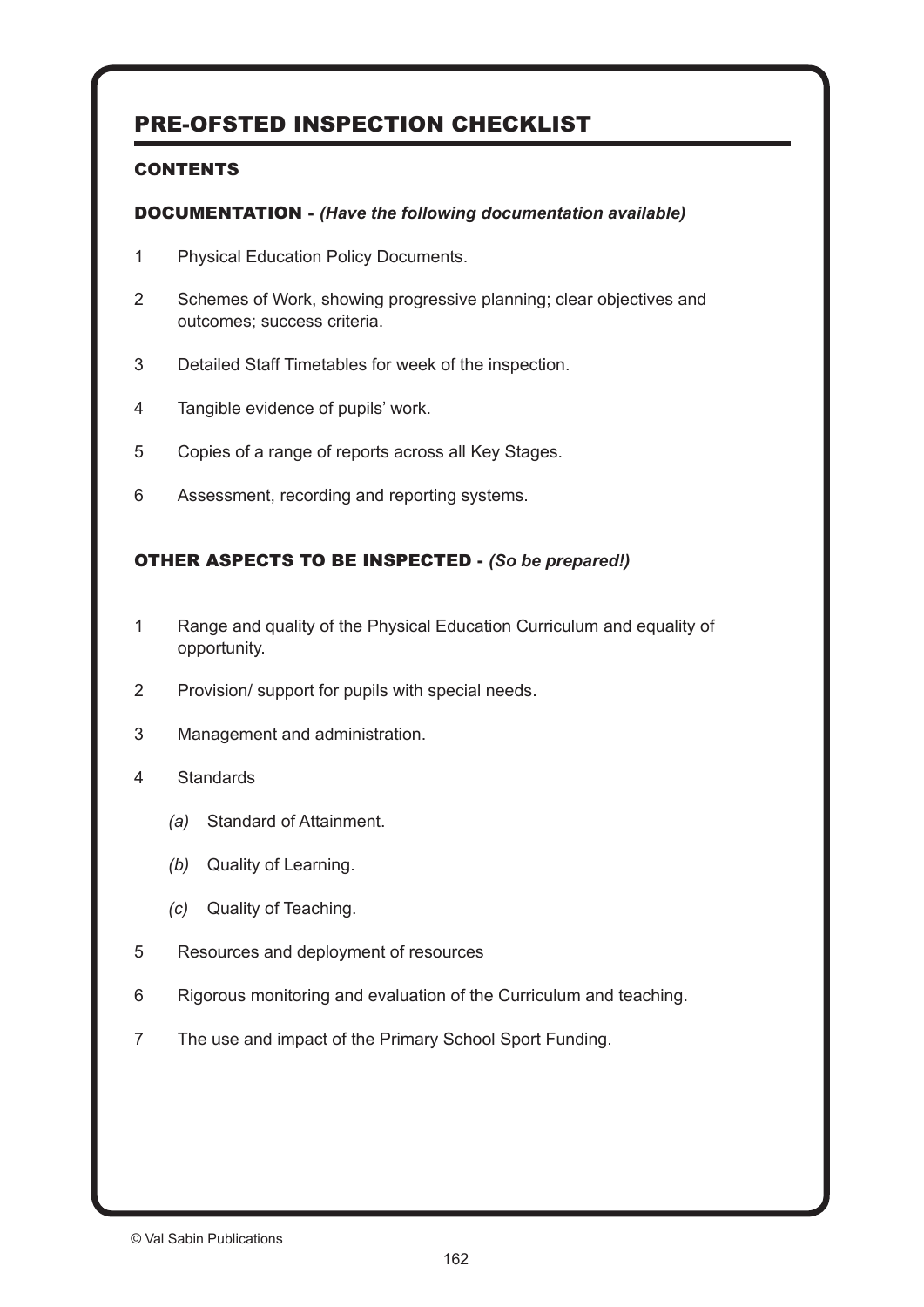# PRE-OFSTED INSPECTION CHECKLIST

### CONTENTS

### DOCUMENTATION - *(Have the following documentation available)*

1. Physical Education Policy Documents.
2. Schemes of Work, showing progressive planning; clear objectives and outcomes; success criteria.
3. Detailed Staff Timetables for week of the inspection.
4. Tangible evidence of pupils' work.
5. Copies of a range of reports across all Key Stages.
6. Assessment, recording and reporting systems.

### OTHER ASPECTS TO BE INSPECTED - *(So be prepared!)*

1. Range and quality of the Physical Education Curriculum and equality of opportunity.
2. Provision/ support for pupils with special needs.
3. Management and administration.
4. Standards
   - *(a)* Standard of Attainment.
   - *(b)* Quality of Learning.
   - *(c)* Quality of Teaching.
5. Resources and deployment of resources
6. Rigorous monitoring and evaluation of the Curriculum and teaching.
7. The use and impact of the Primary School Sport Funding.

© Val Sabin Publications